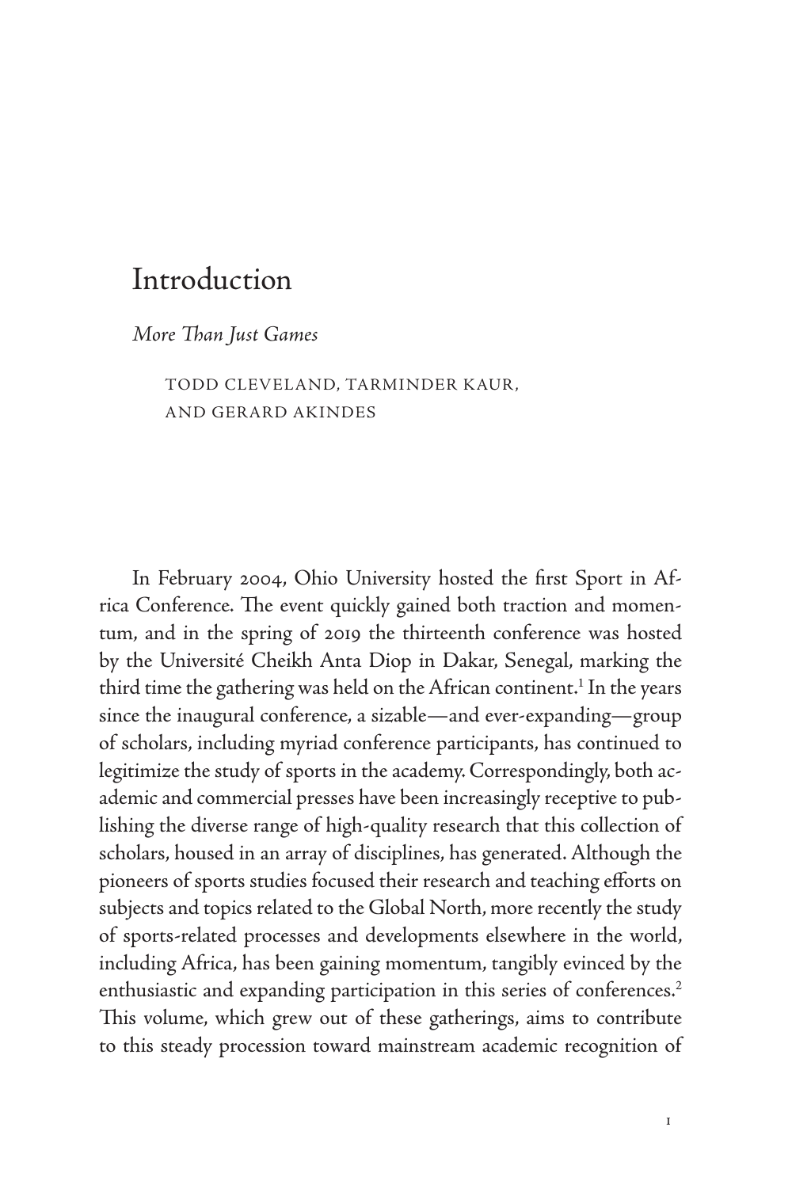# Introduction

*More Than Just Games*

TODD CLEVELAND, TARMINDER KAUR, AND GERARD AKINDES

In February 2004, Ohio University hosted the first Sport in Africa Conference. The event quickly gained both traction and momentum, and in the spring of 2019 the thirteenth conference was hosted by the Université Cheikh Anta Diop in Dakar, Senegal, marking the third time the gathering was held on the African continent.[1] In the years since the inaugural conference, a sizable—and ever-expanding—group of scholars, including myriad conference participants, has continued to legitimize the study of sports in the academy. Correspondingly, both academic and commercial presses have been increasingly receptive to publishing the diverse range of high-quality research that this collection of scholars, housed in an array of disciplines, has generated. Although the pioneers of sports studies focused their research and teaching efforts on subjects and topics related to the Global North, more recently the study of sports-related processes and developments elsewhere in the world, including Africa, has been gaining momentum, tangibly evinced by the enthusiastic and expanding participation in this series of conferences.[2] This volume, which grew out of these gatherings, aims to contribute to this steady procession toward mainstream academic recognition of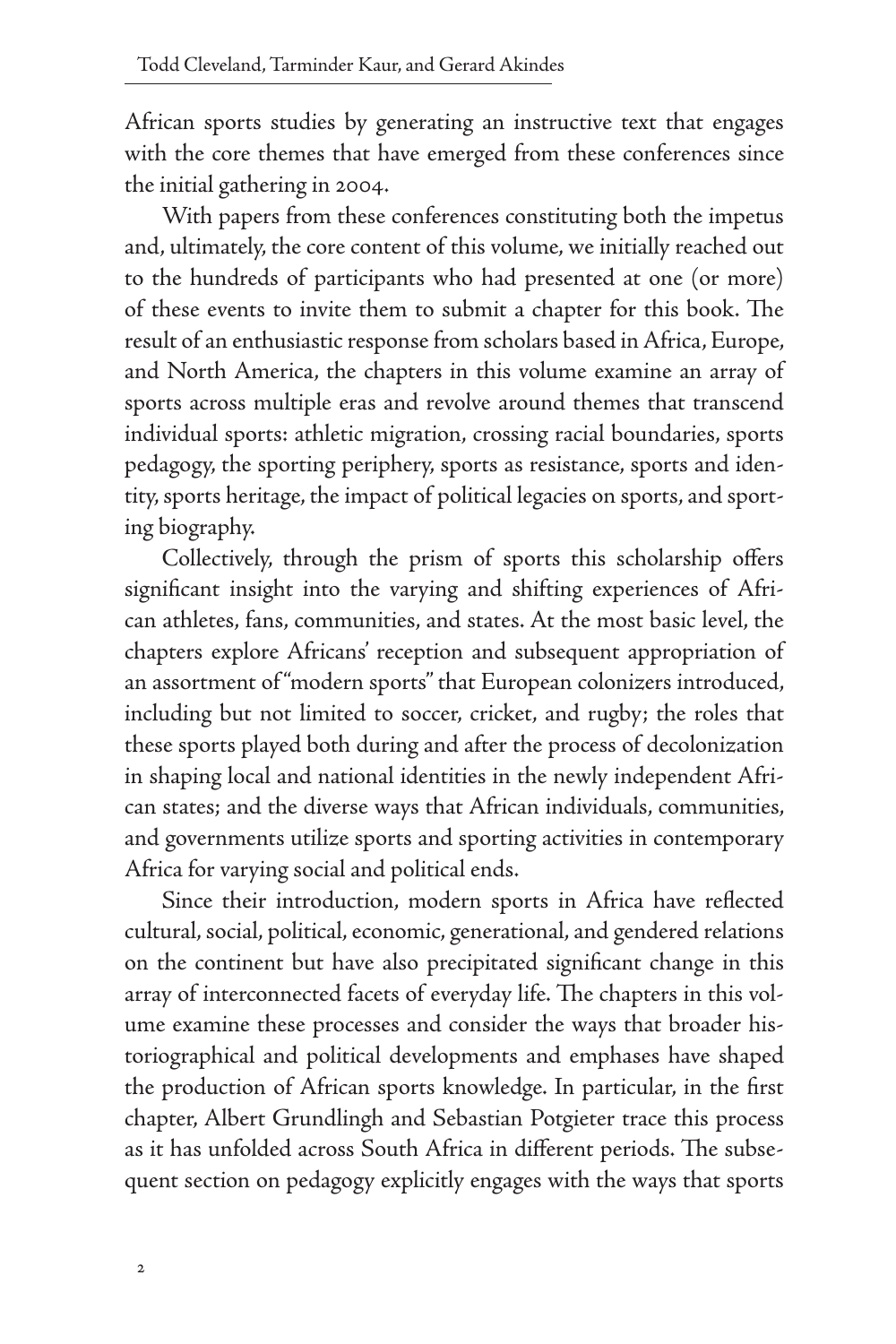African sports studies by generating an instructive text that engages with the core themes that have emerged from these conferences since the initial gathering in 2004.

With papers from these conferences constituting both the impetus and, ultimately, the core content of this volume, we initially reached out to the hundreds of participants who had presented at one (or more) of these events to invite them to submit a chapter for this book. The result of an enthusiastic response from scholars based in Africa, Europe, and North America, the chapters in this volume examine an array of sports across multiple eras and revolve around themes that transcend individual sports: athletic migration, crossing racial boundaries, sports pedagogy, the sporting periphery, sports as resistance, sports and identity, sports heritage, the impact of political legacies on sports, and sporting biography.

Collectively, through the prism of sports this scholarship offers significant insight into the varying and shifting experiences of African athletes, fans, communities, and states. At the most basic level, the chapters explore Africans' reception and subsequent appropriation of an assortment of "modern sports" that European colonizers introduced, including but not limited to soccer, cricket, and rugby; the roles that these sports played both during and after the process of decolonization in shaping local and national identities in the newly independent African states; and the diverse ways that African individuals, communities, and governments utilize sports and sporting activities in contemporary Africa for varying social and political ends.

Since their introduction, modern sports in Africa have reflected cultural, social, political, economic, generational, and gendered relations on the continent but have also precipitated significant change in this array of interconnected facets of everyday life. The chapters in this volume examine these processes and consider the ways that broader historiographical and political developments and emphases have shaped the production of African sports knowledge. In particular, in the first chapter, Albert Grundlingh and Sebastian Potgieter trace this process as it has unfolded across South Africa in different periods. The subsequent section on pedagogy explicitly engages with the ways that sports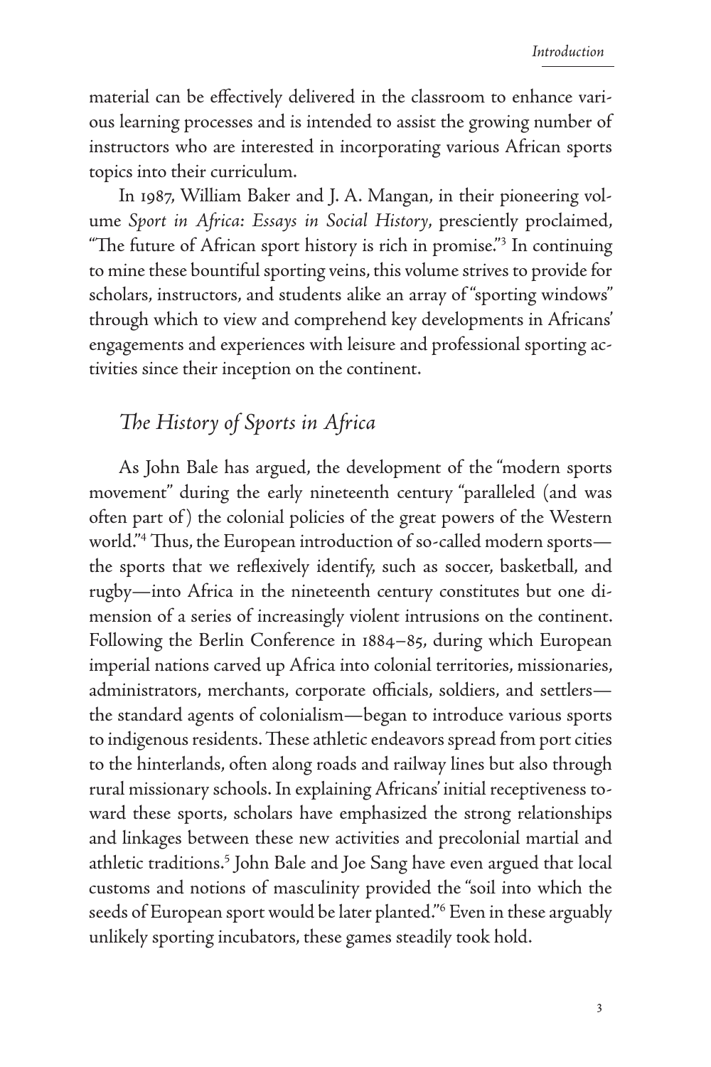material can be effectively delivered in the classroom to enhance various learning processes and is intended to assist the growing number of instructors who are interested in incorporating various African sports topics into their curriculum.

In 1987, William Baker and J. A. Mangan, in their pioneering volume *Sport in Africa: Essays in Social History*, presciently proclaimed, "The future of African sport history is rich in promise."[3] In continuing to mine these bountiful sporting veins, this volume strives to provide for scholars, instructors, and students alike an array of "sporting windows" through which to view and comprehend key developments in Africans' engagements and experiences with leisure and professional sporting activities since their inception on the continent.

## *The History of Sports in Africa*

As John Bale has argued, the development of the "modern sports movement" during the early nineteenth century "paralleled (and was often part of) the colonial policies of the great powers of the Western world."[4] Thus, the European introduction of so-called modern sports—the sports that we reflexively identify, such as soccer, basketball, and rugby—into Africa in the nineteenth century constitutes but one dimension of a series of increasingly violent intrusions on the continent. Following the Berlin Conference in 1884–85, during which European imperial nations carved up Africa into colonial territories, missionaries, administrators, merchants, corporate officials, soldiers, and settlers—the standard agents of colonialism—began to introduce various sports to indigenous residents. These athletic endeavors spread from port cities to the hinterlands, often along roads and railway lines but also through rural missionary schools. In explaining Africans' initial receptiveness toward these sports, scholars have emphasized the strong relationships and linkages between these new activities and precolonial martial and athletic traditions.[5] John Bale and Joe Sang have even argued that local customs and notions of masculinity provided the "soil into which the seeds of European sport would be later planted."[6] Even in these arguably unlikely sporting incubators, these games steadily took hold.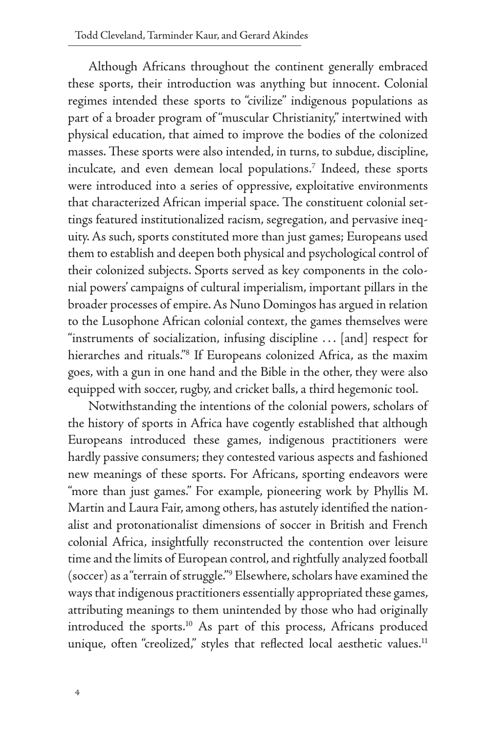Although Africans throughout the continent generally embraced these sports, their introduction was anything but innocent. Colonial regimes intended these sports to "civilize" indigenous populations as part of a broader program of "muscular Christianity," intertwined with physical education, that aimed to improve the bodies of the colonized masses. These sports were also intended, in turns, to subdue, discipline, inculcate, and even demean local populations.[7] Indeed, these sports were introduced into a series of oppressive, exploitative environments that characterized African imperial space. The constituent colonial settings featured institutionalized racism, segregation, and pervasive inequity. As such, sports constituted more than just games; Europeans used them to establish and deepen both physical and psychological control of their colonized subjects. Sports served as key components in the colonial powers' campaigns of cultural imperialism, important pillars in the broader processes of empire. As Nuno Domingos has argued in relation to the Lusophone African colonial context, the games themselves were "instruments of socialization, infusing discipline . . . [and] respect for hierarches and rituals."[8] If Europeans colonized Africa, as the maxim goes, with a gun in one hand and the Bible in the other, they were also equipped with soccer, rugby, and cricket balls, a third hegemonic tool.

Notwithstanding the intentions of the colonial powers, scholars of the history of sports in Africa have cogently established that although Europeans introduced these games, indigenous practitioners were hardly passive consumers; they contested various aspects and fashioned new meanings of these sports. For Africans, sporting endeavors were "more than just games." For example, pioneering work by Phyllis M. Martin and Laura Fair, among others, has astutely identified the nationalist and protonationalist dimensions of soccer in British and French colonial Africa, insightfully reconstructed the contention over leisure time and the limits of European control, and rightfully analyzed football (soccer) as a "terrain of struggle."[9] Elsewhere, scholars have examined the ways that indigenous practitioners essentially appropriated these games, attributing meanings to them unintended by those who had originally introduced the sports.[10] As part of this process, Africans produced unique, often "creolized," styles that reflected local aesthetic values.[11]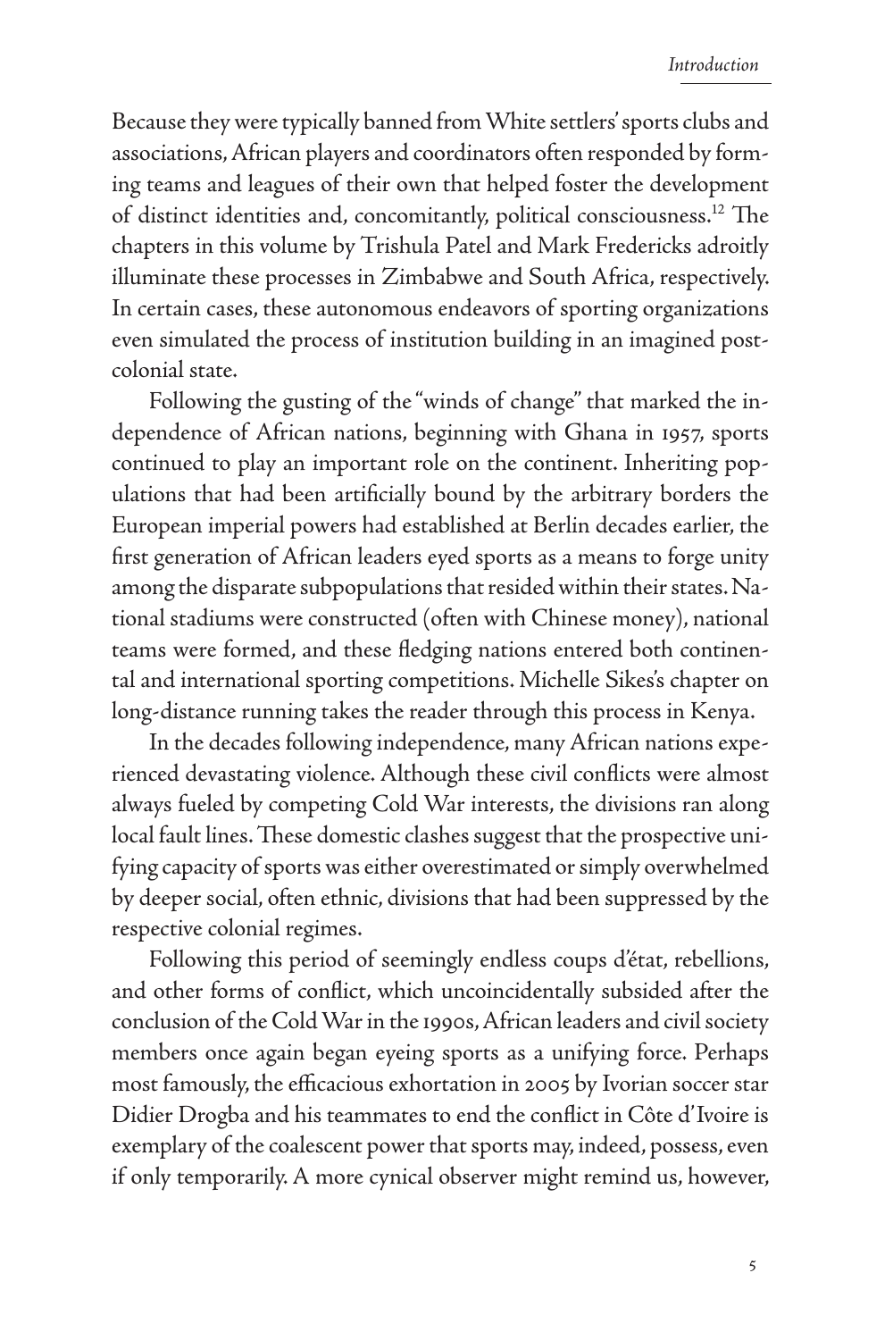Because they were typically banned from White settlers' sports clubs and associations, African players and coordinators often responded by forming teams and leagues of their own that helped foster the development of distinct identities and, concomitantly, political consciousness.[12] The chapters in this volume by Trishula Patel and Mark Fredericks adroitly illuminate these processes in Zimbabwe and South Africa, respectively. In certain cases, these autonomous endeavors of sporting organizations even simulated the process of institution building in an imagined postcolonial state.

Following the gusting of the "winds of change" that marked the independence of African nations, beginning with Ghana in 1957, sports continued to play an important role on the continent. Inheriting populations that had been artificially bound by the arbitrary borders the European imperial powers had established at Berlin decades earlier, the first generation of African leaders eyed sports as a means to forge unity among the disparate subpopulations that resided within their states. National stadiums were constructed (often with Chinese money), national teams were formed, and these fledging nations entered both continental and international sporting competitions. Michelle Sikes's chapter on long-distance running takes the reader through this process in Kenya.

In the decades following independence, many African nations experienced devastating violence. Although these civil conflicts were almost always fueled by competing Cold War interests, the divisions ran along local fault lines. These domestic clashes suggest that the prospective unifying capacity of sports was either overestimated or simply overwhelmed by deeper social, often ethnic, divisions that had been suppressed by the respective colonial regimes.

Following this period of seemingly endless coups d'état, rebellions, and other forms of conflict, which uncoincidentally subsided after the conclusion of the Cold War in the 1990s, African leaders and civil society members once again began eyeing sports as a unifying force. Perhaps most famously, the efficacious exhortation in 2005 by Ivorian soccer star Didier Drogba and his teammates to end the conflict in Côte d'Ivoire is exemplary of the coalescent power that sports may, indeed, possess, even if only temporarily. A more cynical observer might remind us, however,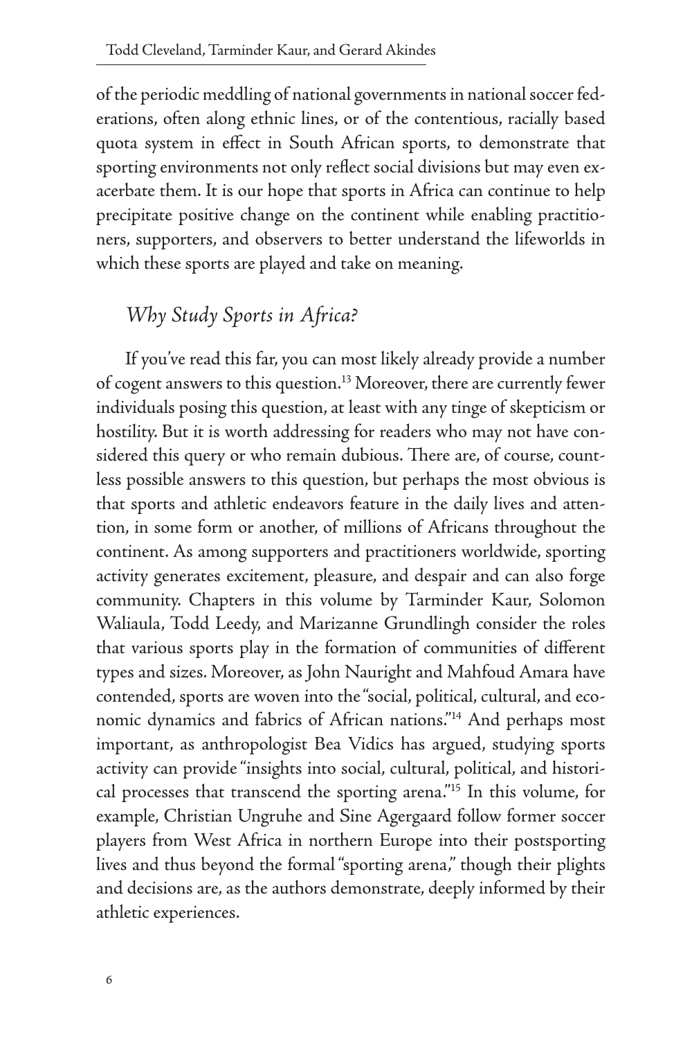of the periodic meddling of national governments in national soccer federations, often along ethnic lines, or of the contentious, racially based quota system in effect in South African sports, to demonstrate that sporting environments not only reflect social divisions but may even exacerbate them. It is our hope that sports in Africa can continue to help precipitate positive change on the continent while enabling practitioners, supporters, and observers to better understand the lifeworlds in which these sports are played and take on meaning.

## *Why Study Sports in Africa?*

If you've read this far, you can most likely already provide a number of cogent answers to this question.[13] Moreover, there are currently fewer individuals posing this question, at least with any tinge of skepticism or hostility. But it is worth addressing for readers who may not have considered this query or who remain dubious. There are, of course, countless possible answers to this question, but perhaps the most obvious is that sports and athletic endeavors feature in the daily lives and attention, in some form or another, of millions of Africans throughout the continent. As among supporters and practitioners worldwide, sporting activity generates excitement, pleasure, and despair and can also forge community. Chapters in this volume by Tarminder Kaur, Solomon Waliaula, Todd Leedy, and Marizanne Grundlingh consider the roles that various sports play in the formation of communities of different types and sizes. Moreover, as John Nauright and Mahfoud Amara have contended, sports are woven into the "social, political, cultural, and economic dynamics and fabrics of African nations."[14] And perhaps most important, as anthropologist Bea Vidics has argued, studying sports activity can provide "insights into social, cultural, political, and historical processes that transcend the sporting arena."[15] In this volume, for example, Christian Ungruhe and Sine Agergaard follow former soccer players from West Africa in northern Europe into their postsporting lives and thus beyond the formal "sporting arena," though their plights and decisions are, as the authors demonstrate, deeply informed by their athletic experiences.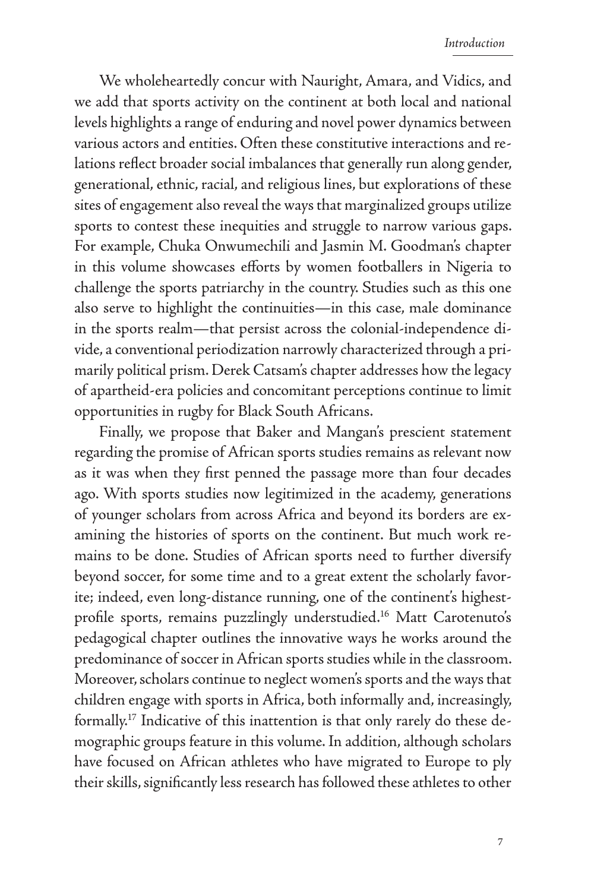We wholeheartedly concur with Nauright, Amara, and Vidics, and we add that sports activity on the continent at both local and national levels highlights a range of enduring and novel power dynamics between various actors and entities. Often these constitutive interactions and relations reflect broader social imbalances that generally run along gender, generational, ethnic, racial, and religious lines, but explorations of these sites of engagement also reveal the ways that marginalized groups utilize sports to contest these inequities and struggle to narrow various gaps. For example, Chuka Onwumechili and Jasmin M. Goodman's chapter in this volume showcases efforts by women footballers in Nigeria to challenge the sports patriarchy in the country. Studies such as this one also serve to highlight the continuities—in this case, male dominance in the sports realm—that persist across the colonial-independence divide, a conventional periodization narrowly characterized through a primarily political prism. Derek Catsam's chapter addresses how the legacy of apartheid-era policies and concomitant perceptions continue to limit opportunities in rugby for Black South Africans.

Finally, we propose that Baker and Mangan's prescient statement regarding the promise of African sports studies remains as relevant now as it was when they first penned the passage more than four decades ago. With sports studies now legitimized in the academy, generations of younger scholars from across Africa and beyond its borders are examining the histories of sports on the continent. But much work remains to be done. Studies of African sports need to further diversify beyond soccer, for some time and to a great extent the scholarly favorite; indeed, even long-distance running, one of the continent's highest-profile sports, remains puzzlingly understudied.[16] Matt Carotenuto's pedagogical chapter outlines the innovative ways he works around the predominance of soccer in African sports studies while in the classroom. Moreover, scholars continue to neglect women's sports and the ways that children engage with sports in Africa, both informally and, increasingly, formally.[17] Indicative of this inattention is that only rarely do these demographic groups feature in this volume. In addition, although scholars have focused on African athletes who have migrated to Europe to ply their skills, significantly less research has followed these athletes to other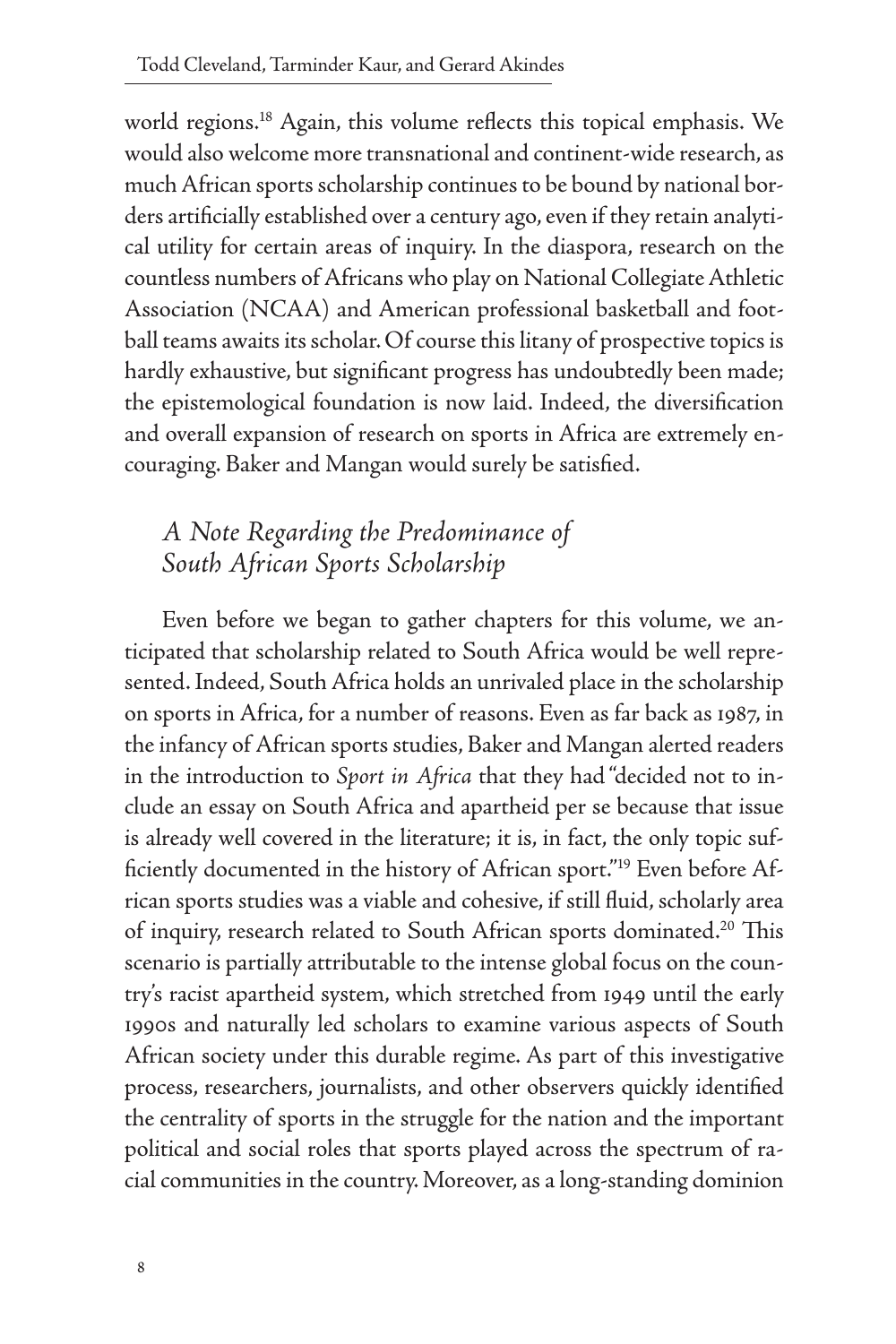world regions.[18] Again, this volume reflects this topical emphasis. We would also welcome more transnational and continent-wide research, as much African sports scholarship continues to be bound by national borders artificially established over a century ago, even if they retain analytical utility for certain areas of inquiry. In the diaspora, research on the countless numbers of Africans who play on National Collegiate Athletic Association (NCAA) and American professional basketball and football teams awaits its scholar. Of course this litany of prospective topics is hardly exhaustive, but significant progress has undoubtedly been made; the epistemological foundation is now laid. Indeed, the diversification and overall expansion of research on sports in Africa are extremely encouraging. Baker and Mangan would surely be satisfied.

## *A Note Regarding the Predominance of South African Sports Scholarship*

Even before we began to gather chapters for this volume, we anticipated that scholarship related to South Africa would be well represented. Indeed, South Africa holds an unrivaled place in the scholarship on sports in Africa, for a number of reasons. Even as far back as 1987, in the infancy of African sports studies, Baker and Mangan alerted readers in the introduction to *Sport in Africa* that they had "decided not to include an essay on South Africa and apartheid per se because that issue is already well covered in the literature; it is, in fact, the only topic sufficiently documented in the history of African sport."[19] Even before African sports studies was a viable and cohesive, if still fluid, scholarly area of inquiry, research related to South African sports dominated.[20] This scenario is partially attributable to the intense global focus on the country's racist apartheid system, which stretched from 1949 until the early 1990s and naturally led scholars to examine various aspects of South African society under this durable regime. As part of this investigative process, researchers, journalists, and other observers quickly identified the centrality of sports in the struggle for the nation and the important political and social roles that sports played across the spectrum of racial communities in the country. Moreover, as a long-standing dominion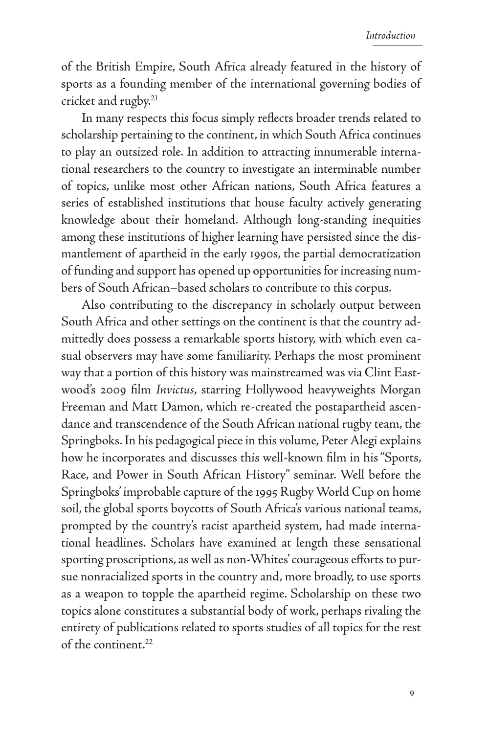of the British Empire, South Africa already featured in the history of sports as a founding member of the international governing bodies of cricket and rugby.[21]

In many respects this focus simply reflects broader trends related to scholarship pertaining to the continent, in which South Africa continues to play an outsized role. In addition to attracting innumerable international researchers to the country to investigate an interminable number of topics, unlike most other African nations, South Africa features a series of established institutions that house faculty actively generating knowledge about their homeland. Although long-standing inequities among these institutions of higher learning have persisted since the dismantlement of apartheid in the early 1990s, the partial democratization of funding and support has opened up opportunities for increasing numbers of South African–based scholars to contribute to this corpus.

Also contributing to the discrepancy in scholarly output between South Africa and other settings on the continent is that the country admittedly does possess a remarkable sports history, with which even casual observers may have some familiarity. Perhaps the most prominent way that a portion of this history was mainstreamed was via Clint Eastwood's 2009 film *Invictus*, starring Hollywood heavyweights Morgan Freeman and Matt Damon, which re-created the postapartheid ascendance and transcendence of the South African national rugby team, the Springboks. In his pedagogical piece in this volume, Peter Alegi explains how he incorporates and discusses this well-known film in his "Sports, Race, and Power in South African History" seminar. Well before the Springboks' improbable capture of the 1995 Rugby World Cup on home soil, the global sports boycotts of South Africa's various national teams, prompted by the country's racist apartheid system, had made international headlines. Scholars have examined at length these sensational sporting proscriptions, as well as non-Whites' courageous efforts to pursue nonracialized sports in the country and, more broadly, to use sports as a weapon to topple the apartheid regime. Scholarship on these two topics alone constitutes a substantial body of work, perhaps rivaling the entirety of publications related to sports studies of all topics for the rest of the continent.[22]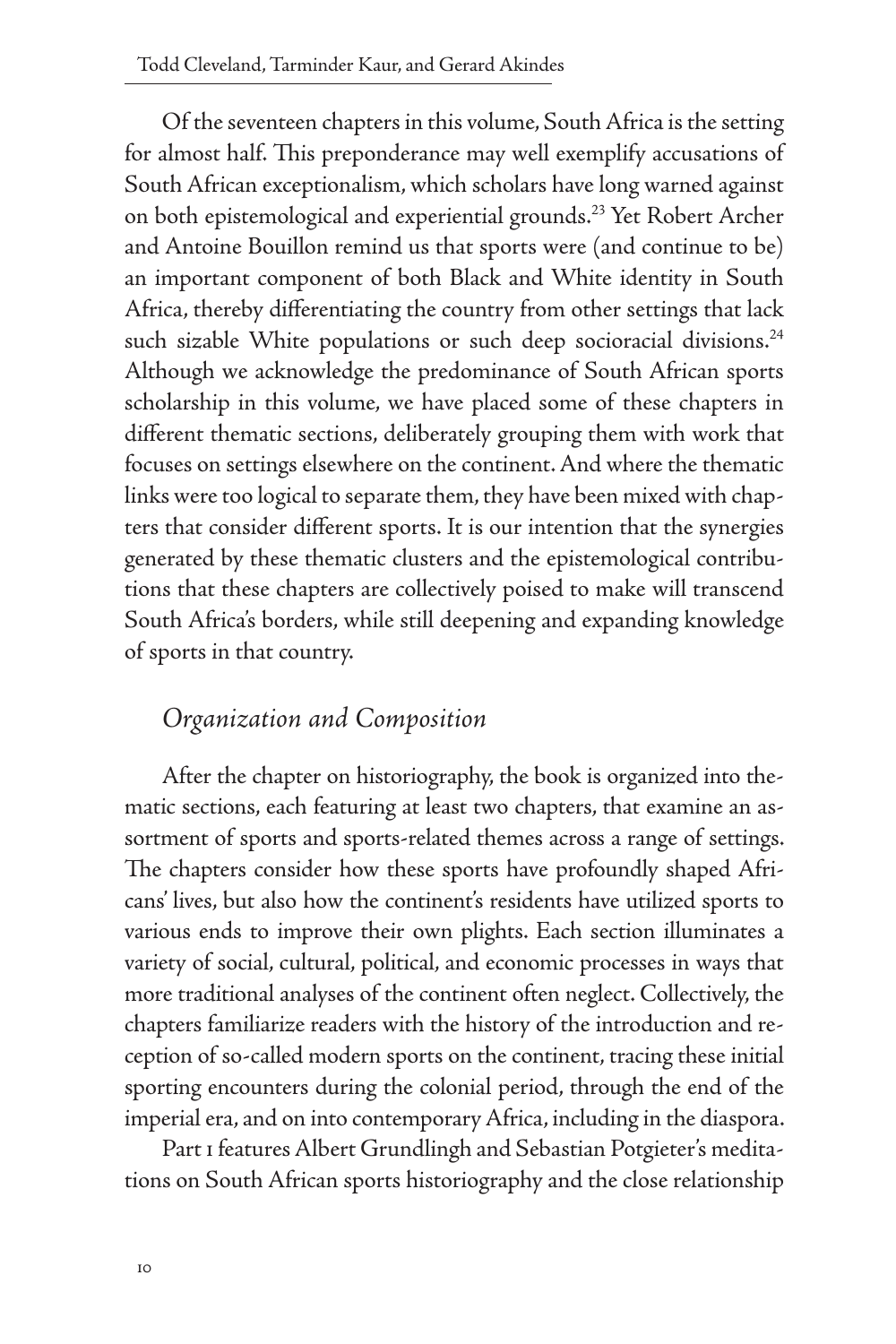Of the seventeen chapters in this volume, South Africa is the setting for almost half. This preponderance may well exemplify accusations of South African exceptionalism, which scholars have long warned against on both epistemological and experiential grounds.[23] Yet Robert Archer and Antoine Bouillon remind us that sports were (and continue to be) an important component of both Black and White identity in South Africa, thereby differentiating the country from other settings that lack such sizable White populations or such deep socioracial divisions.[24] Although we acknowledge the predominance of South African sports scholarship in this volume, we have placed some of these chapters in different thematic sections, deliberately grouping them with work that focuses on settings elsewhere on the continent. And where the thematic links were too logical to separate them, they have been mixed with chapters that consider different sports. It is our intention that the synergies generated by these thematic clusters and the epistemological contributions that these chapters are collectively poised to make will transcend South Africa's borders, while still deepening and expanding knowledge of sports in that country.

## *Organization and Composition*

After the chapter on historiography, the book is organized into thematic sections, each featuring at least two chapters, that examine an assortment of sports and sports-related themes across a range of settings. The chapters consider how these sports have profoundly shaped Africans' lives, but also how the continent's residents have utilized sports to various ends to improve their own plights. Each section illuminates a variety of social, cultural, political, and economic processes in ways that more traditional analyses of the continent often neglect. Collectively, the chapters familiarize readers with the history of the introduction and reception of so-called modern sports on the continent, tracing these initial sporting encounters during the colonial period, through the end of the imperial era, and on into contemporary Africa, including in the diaspora.

Part 1 features Albert Grundlingh and Sebastian Potgieter's meditations on South African sports historiography and the close relationship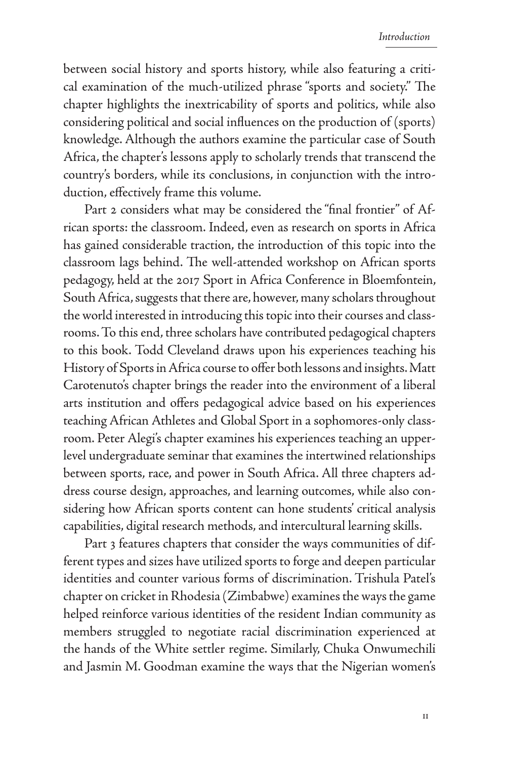between social history and sports history, while also featuring a critical examination of the much-utilized phrase "sports and society." The chapter highlights the inextricability of sports and politics, while also considering political and social influences on the production of (sports) knowledge. Although the authors examine the particular case of South Africa, the chapter's lessons apply to scholarly trends that transcend the country's borders, while its conclusions, in conjunction with the introduction, effectively frame this volume.

Part 2 considers what may be considered the "final frontier" of African sports: the classroom. Indeed, even as research on sports in Africa has gained considerable traction, the introduction of this topic into the classroom lags behind. The well-attended workshop on African sports pedagogy, held at the 2017 Sport in Africa Conference in Bloemfontein, South Africa, suggests that there are, however, many scholars throughout the world interested in introducing this topic into their courses and classrooms. To this end, three scholars have contributed pedagogical chapters to this book. Todd Cleveland draws upon his experiences teaching his History of Sports in Africa course to offer both lessons and insights. Matt Carotenuto's chapter brings the reader into the environment of a liberal arts institution and offers pedagogical advice based on his experiences teaching African Athletes and Global Sport in a sophomores-only classroom. Peter Alegi's chapter examines his experiences teaching an upper-level undergraduate seminar that examines the intertwined relationships between sports, race, and power in South Africa. All three chapters address course design, approaches, and learning outcomes, while also considering how African sports content can hone students' critical analysis capabilities, digital research methods, and intercultural learning skills.

Part 3 features chapters that consider the ways communities of different types and sizes have utilized sports to forge and deepen particular identities and counter various forms of discrimination. Trishula Patel's chapter on cricket in Rhodesia (Zimbabwe) examines the ways the game helped reinforce various identities of the resident Indian community as members struggled to negotiate racial discrimination experienced at the hands of the White settler regime. Similarly, Chuka Onwumechili and Jasmin M. Goodman examine the ways that the Nigerian women's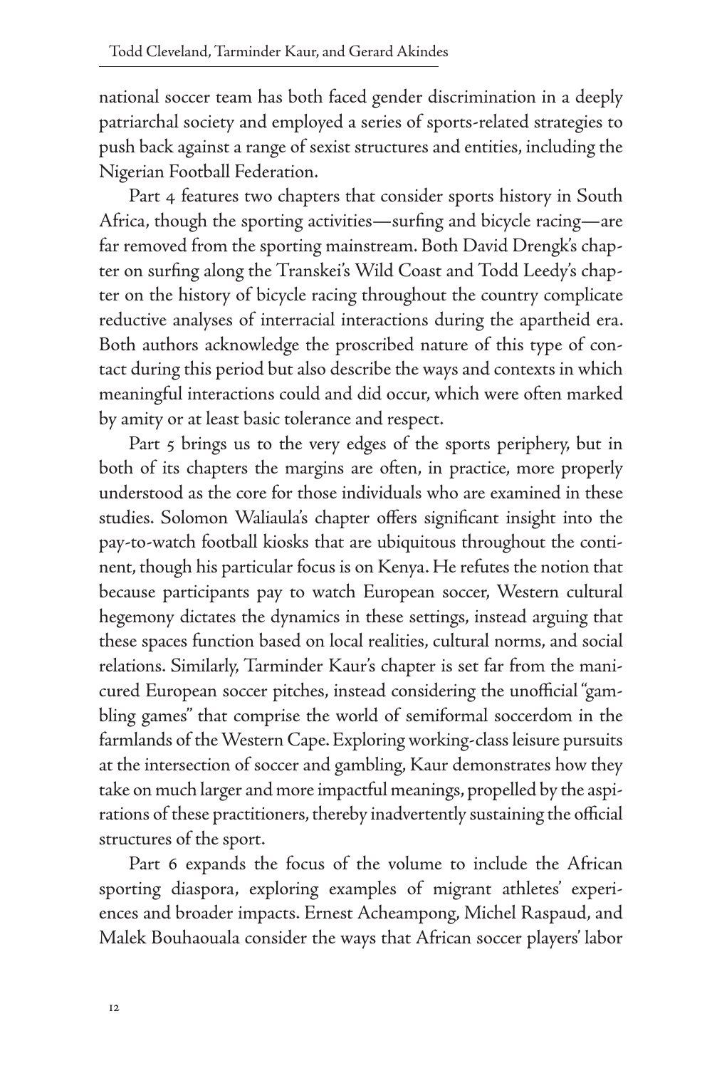national soccer team has both faced gender discrimination in a deeply patriarchal society and employed a series of sports-related strategies to push back against a range of sexist structures and entities, including the Nigerian Football Federation.

Part 4 features two chapters that consider sports history in South Africa, though the sporting activities—surfing and bicycle racing—are far removed from the sporting mainstream. Both David Drengk's chapter on surfing along the Transkei's Wild Coast and Todd Leedy's chapter on the history of bicycle racing throughout the country complicate reductive analyses of interracial interactions during the apartheid era. Both authors acknowledge the proscribed nature of this type of contact during this period but also describe the ways and contexts in which meaningful interactions could and did occur, which were often marked by amity or at least basic tolerance and respect.

Part 5 brings us to the very edges of the sports periphery, but in both of its chapters the margins are often, in practice, more properly understood as the core for those individuals who are examined in these studies. Solomon Waliaula's chapter offers significant insight into the pay-to-watch football kiosks that are ubiquitous throughout the continent, though his particular focus is on Kenya. He refutes the notion that because participants pay to watch European soccer, Western cultural hegemony dictates the dynamics in these settings, instead arguing that these spaces function based on local realities, cultural norms, and social relations. Similarly, Tarminder Kaur's chapter is set far from the manicured European soccer pitches, instead considering the unofficial "gambling games" that comprise the world of semiformal soccerdom in the farmlands of the Western Cape. Exploring working-class leisure pursuits at the intersection of soccer and gambling, Kaur demonstrates how they take on much larger and more impactful meanings, propelled by the aspirations of these practitioners, thereby inadvertently sustaining the official structures of the sport.

Part 6 expands the focus of the volume to include the African sporting diaspora, exploring examples of migrant athletes' experiences and broader impacts. Ernest Acheampong, Michel Raspaud, and Malek Bouhaouala consider the ways that African soccer players' labor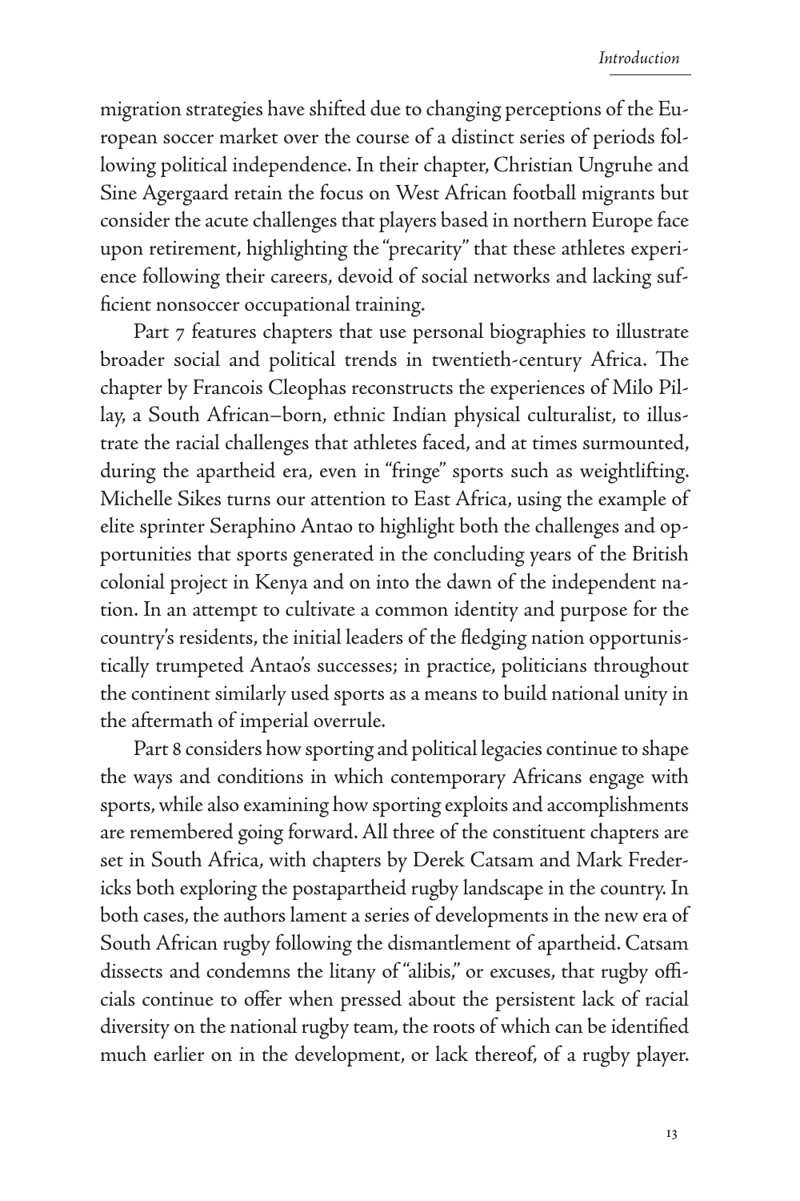migration strategies have shifted due to changing perceptions of the European soccer market over the course of a distinct series of periods following political independence. In their chapter, Christian Ungruhe and Sine Agergaard retain the focus on West African football migrants but consider the acute challenges that players based in northern Europe face upon retirement, highlighting the "precarity" that these athletes experience following their careers, devoid of social networks and lacking sufficient nonsoccer occupational training.

Part 7 features chapters that use personal biographies to illustrate broader social and political trends in twentieth-century Africa. The chapter by Francois Cleophas reconstructs the experiences of Milo Pillay, a South African–born, ethnic Indian physical culturalist, to illustrate the racial challenges that athletes faced, and at times surmounted, during the apartheid era, even in "fringe" sports such as weightlifting. Michelle Sikes turns our attention to East Africa, using the example of elite sprinter Seraphino Antao to highlight both the challenges and opportunities that sports generated in the concluding years of the British colonial project in Kenya and on into the dawn of the independent nation. In an attempt to cultivate a common identity and purpose for the country's residents, the initial leaders of the fledging nation opportunistically trumpeted Antao's successes; in practice, politicians throughout the continent similarly used sports as a means to build national unity in the aftermath of imperial overrule.

Part 8 considers how sporting and political legacies continue to shape the ways and conditions in which contemporary Africans engage with sports, while also examining how sporting exploits and accomplishments are remembered going forward. All three of the constituent chapters are set in South Africa, with chapters by Derek Catsam and Mark Fredericks both exploring the postapartheid rugby landscape in the country. In both cases, the authors lament a series of developments in the new era of South African rugby following the dismantlement of apartheid. Catsam dissects and condemns the litany of "alibis," or excuses, that rugby officials continue to offer when pressed about the persistent lack of racial diversity on the national rugby team, the roots of which can be identified much earlier on in the development, or lack thereof, of a rugby player.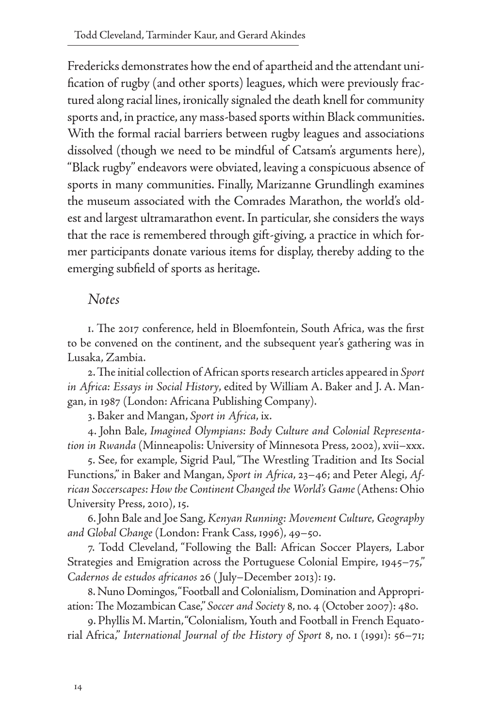Fredericks demonstrates how the end of apartheid and the attendant unification of rugby (and other sports) leagues, which were previously fractured along racial lines, ironically signaled the death knell for community sports and, in practice, any mass-based sports within Black communities. With the formal racial barriers between rugby leagues and associations dissolved (though we need to be mindful of Catsam's arguments here), "Black rugby" endeavors were obviated, leaving a conspicuous absence of sports in many communities. Finally, Marizanne Grundlingh examines the museum associated with the Comrades Marathon, the world's oldest and largest ultramarathon event. In particular, she considers the ways that the race is remembered through gift-giving, a practice in which former participants donate various items for display, thereby adding to the emerging subfield of sports as heritage.

## *Notes*

1. The 2017 conference, held in Bloemfontein, South Africa, was the first to be convened on the continent, and the subsequent year's gathering was in Lusaka, Zambia.

2. The initial collection of African sports research articles appeared in *Sport in Africa: Essays in Social History*, edited by William A. Baker and J. A. Mangan, in 1987 (London: Africana Publishing Company).

3. Baker and Mangan, *Sport in Africa*, ix.

4. John Bale, *Imagined Olympians: Body Culture and Colonial Representation in Rwanda* (Minneapolis: University of Minnesota Press, 2002), xvii–xxx.

5. See, for example, Sigrid Paul, "The Wrestling Tradition and Its Social Functions," in Baker and Mangan, *Sport in Africa*, 23–46; and Peter Alegi, *African Soccerscapes: How the Continent Changed the World's Game* (Athens: Ohio University Press, 2010), 15.

6. John Bale and Joe Sang, *Kenyan Running: Movement Culture, Geography and Global Change* (London: Frank Cass, 1996), 49–50.

7. Todd Cleveland, "Following the Ball: African Soccer Players, Labor Strategies and Emigration across the Portuguese Colonial Empire, 1945–75," *Cadernos de estudos africanos* 26 (July–December 2013): 19.

8. Nuno Domingos, "Football and Colonialism, Domination and Appropriation: The Mozambican Case," *Soccer and Society* 8, no. 4 (October 2007): 480.

9. Phyllis M. Martin, "Colonialism, Youth and Football in French Equatorial Africa," *International Journal of the History of Sport* 8, no. 1 (1991): 56–71;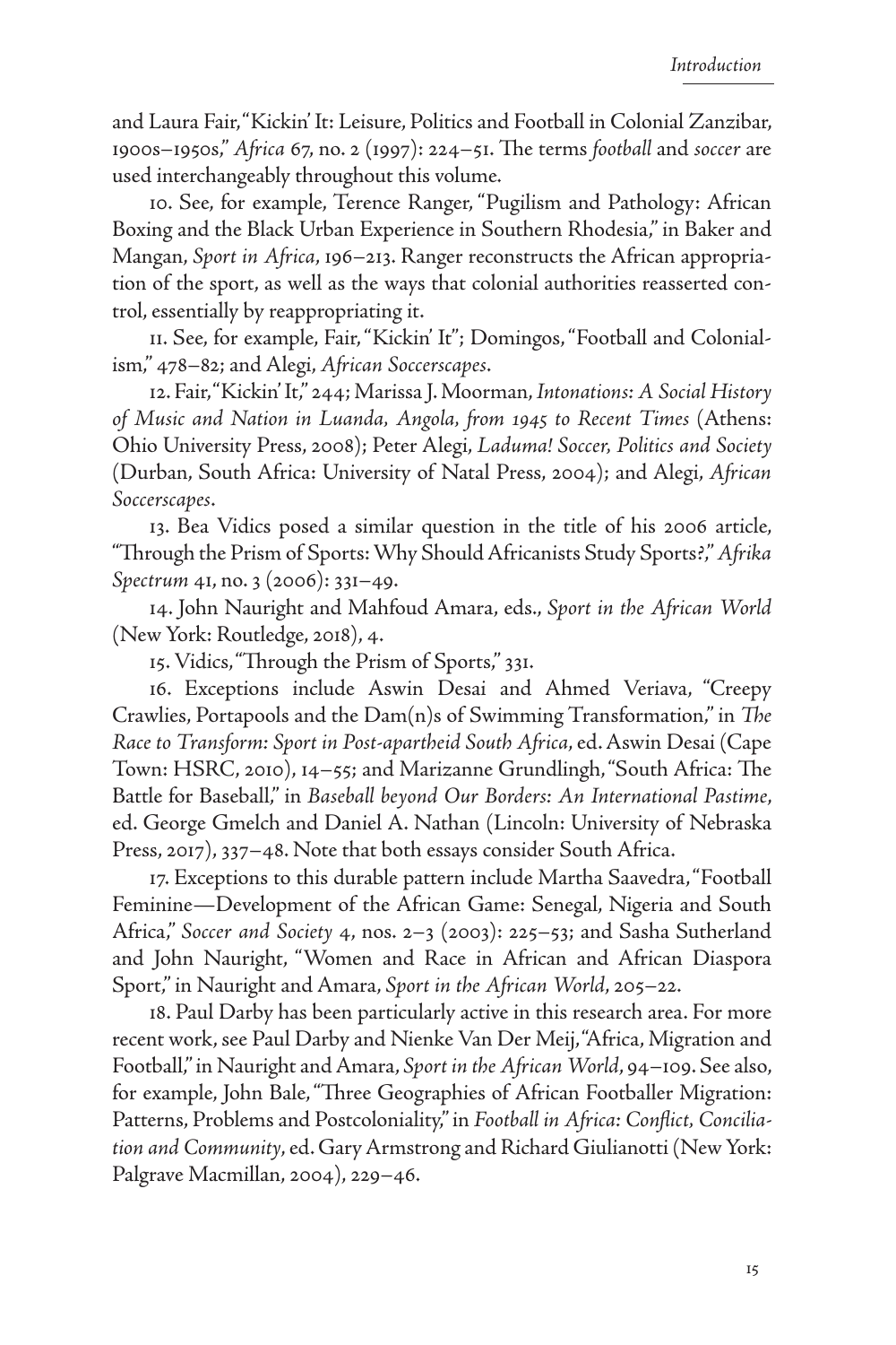and Laura Fair, "Kickin' It: Leisure, Politics and Football in Colonial Zanzibar, 1900s–1950s," *Africa* 67, no. 2 (1997): 224–51. The terms *football* and *soccer* are used interchangeably throughout this volume.

10. See, for example, Terence Ranger, "Pugilism and Pathology: African Boxing and the Black Urban Experience in Southern Rhodesia," in Baker and Mangan, *Sport in Africa*, 196–213. Ranger reconstructs the African appropriation of the sport, as well as the ways that colonial authorities reasserted control, essentially by reappropriating it.

11. See, for example, Fair, "Kickin' It"; Domingos, "Football and Colonialism," 478–82; and Alegi, *African Soccerscapes*.

12. Fair, "Kickin' It," 244; Marissa J. Moorman, *Intonations: A Social History of Music and Nation in Luanda, Angola, from 1945 to Recent Times* (Athens: Ohio University Press, 2008); Peter Alegi, *Laduma! Soccer, Politics and Society* (Durban, South Africa: University of Natal Press, 2004); and Alegi, *African Soccerscapes*.

13. Bea Vidics posed a similar question in the title of his 2006 article, "Through the Prism of Sports: Why Should Africanists Study Sports?," *Afrika Spectrum* 41, no. 3 (2006): 331–49.

14. John Nauright and Mahfoud Amara, eds., *Sport in the African World* (New York: Routledge, 2018), 4.

15. Vidics, "Through the Prism of Sports," 331.

16. Exceptions include Aswin Desai and Ahmed Veriava, "Creepy Crawlies, Portapools and the Dam(n)s of Swimming Transformation," in *The Race to Transform: Sport in Post-apartheid South Africa*, ed. Aswin Desai (Cape Town: HSRC, 2010), 14–55; and Marizanne Grundlingh, "South Africa: The Battle for Baseball," in *Baseball beyond Our Borders: An International Pastime*, ed. George Gmelch and Daniel A. Nathan (Lincoln: University of Nebraska Press, 2017), 337–48. Note that both essays consider South Africa.

17. Exceptions to this durable pattern include Martha Saavedra, "Football Feminine—Development of the African Game: Senegal, Nigeria and South Africa," *Soccer and Society* 4, nos. 2–3 (2003): 225–53; and Sasha Sutherland and John Nauright, "Women and Race in African and African Diaspora Sport," in Nauright and Amara, *Sport in the African World*, 205–22.

18. Paul Darby has been particularly active in this research area. For more recent work, see Paul Darby and Nienke Van Der Meij, "Africa, Migration and Football," in Nauright and Amara, *Sport in the African World*, 94–109. See also, for example, John Bale, "Three Geographies of African Footballer Migration: Patterns, Problems and Postcoloniality," in *Football in Africa: Conflict, Conciliation and Community*, ed. Gary Armstrong and Richard Giulianotti (New York: Palgrave Macmillan, 2004), 229–46.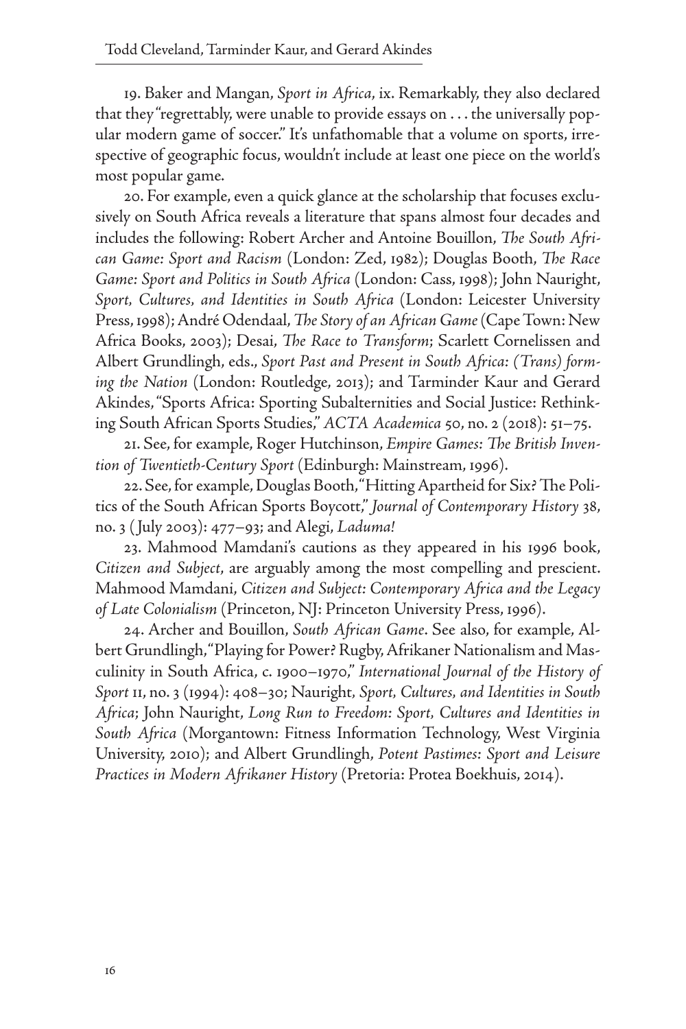19. Baker and Mangan, *Sport in Africa*, ix. Remarkably, they also declared that they "regrettably, were unable to provide essays on . . . the universally popular modern game of soccer." It's unfathomable that a volume on sports, irrespective of geographic focus, wouldn't include at least one piece on the world's most popular game.

20. For example, even a quick glance at the scholarship that focuses exclusively on South Africa reveals a literature that spans almost four decades and includes the following: Robert Archer and Antoine Bouillon, *The South African Game: Sport and Racism* (London: Zed, 1982); Douglas Booth, *The Race Game: Sport and Politics in South Africa* (London: Cass, 1998); John Nauright, *Sport, Cultures, and Identities in South Africa* (London: Leicester University Press, 1998); André Odendaal, *The Story of an African Game* (Cape Town: New Africa Books, 2003); Desai, *The Race to Transform*; Scarlett Cornelissen and Albert Grundlingh, eds., *Sport Past and Present in South Africa: (Trans) forming the Nation* (London: Routledge, 2013); and Tarminder Kaur and Gerard Akindes, "Sports Africa: Sporting Subalternities and Social Justice: Rethinking South African Sports Studies," *ACTA Academica* 50, no. 2 (2018): 51–75.

21. See, for example, Roger Hutchinson, *Empire Games: The British Invention of Twentieth-Century Sport* (Edinburgh: Mainstream, 1996).

22. See, for example, Douglas Booth, "Hitting Apartheid for Six? The Politics of the South African Sports Boycott," *Journal of Contemporary History* 38, no. 3 (July 2003): 477–93; and Alegi, *Laduma!*

23. Mahmood Mamdani's cautions as they appeared in his 1996 book, *Citizen and Subject*, are arguably among the most compelling and prescient. Mahmood Mamdani, *Citizen and Subject: Contemporary Africa and the Legacy of Late Colonialism* (Princeton, NJ: Princeton University Press, 1996).

24. Archer and Bouillon, *South African Game*. See also, for example, Albert Grundlingh, "Playing for Power? Rugby, Afrikaner Nationalism and Masculinity in South Africa, c. 1900–1970," *International Journal of the History of Sport* 11, no. 3 (1994): 408–30; Nauright, *Sport, Cultures, and Identities in South Africa*; John Nauright, *Long Run to Freedom: Sport, Cultures and Identities in South Africa* (Morgantown: Fitness Information Technology, West Virginia University, 2010); and Albert Grundlingh, *Potent Pastimes: Sport and Leisure Practices in Modern Afrikaner History* (Pretoria: Protea Boekhuis, 2014).